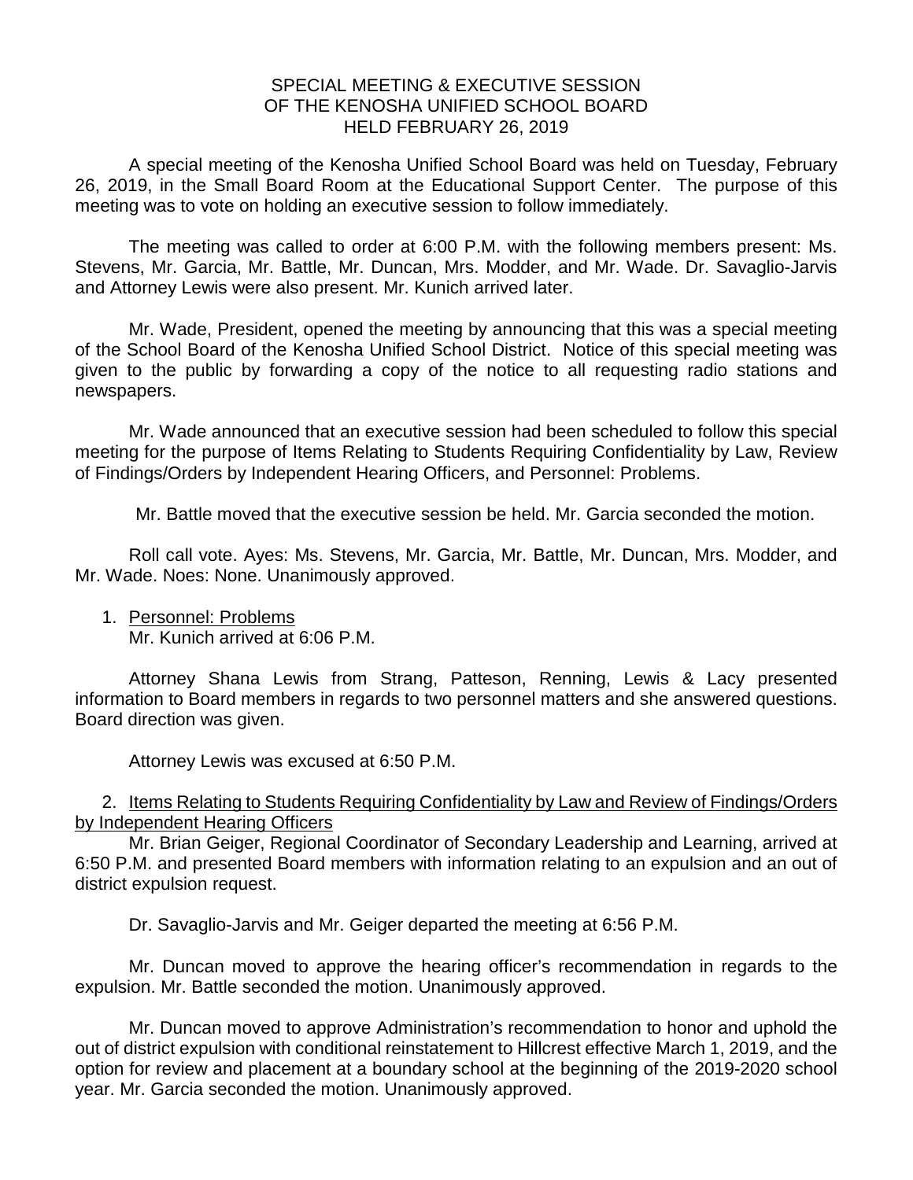# SPECIAL MEETING & EXECUTIVE SESSION OF THE KENOSHA UNIFIED SCHOOL BOARD HELD FEBRUARY 26, 2019

A special meeting of the Kenosha Unified School Board was held on Tuesday, February 26, 2019, in the Small Board Room at the Educational Support Center. The purpose of this meeting was to vote on holding an executive session to follow immediately.

The meeting was called to order at 6:00 P.M. with the following members present: Ms. Stevens, Mr. Garcia, Mr. Battle, Mr. Duncan, Mrs. Modder, and Mr. Wade. Dr. Savaglio-Jarvis and Attorney Lewis were also present. Mr. Kunich arrived later.

Mr. Wade, President, opened the meeting by announcing that this was a special meeting of the School Board of the Kenosha Unified School District. Notice of this special meeting was given to the public by forwarding a copy of the notice to all requesting radio stations and newspapers.

Mr. Wade announced that an executive session had been scheduled to follow this special meeting for the purpose of Items Relating to Students Requiring Confidentiality by Law, Review of Findings/Orders by Independent Hearing Officers, and Personnel: Problems.

Mr. Battle moved that the executive session be held. Mr. Garcia seconded the motion.

Roll call vote. Ayes: Ms. Stevens, Mr. Garcia, Mr. Battle, Mr. Duncan, Mrs. Modder, and Mr. Wade. Noes: None. Unanimously approved.

1. Personnel: Problems
   Mr. Kunich arrived at 6:06 P.M.

Attorney Shana Lewis from Strang, Patteson, Renning, Lewis & Lacy presented information to Board members in regards to two personnel matters and she answered questions. Board direction was given.

Attorney Lewis was excused at 6:50 P.M.

2. Items Relating to Students Requiring Confidentiality by Law and Review of Findings/Orders by Independent Hearing Officers
   Mr. Brian Geiger, Regional Coordinator of Secondary Leadership and Learning, arrived at 6:50 P.M. and presented Board members with information relating to an expulsion and an out of district expulsion request.

Dr. Savaglio-Jarvis and Mr. Geiger departed the meeting at 6:56 P.M.

Mr. Duncan moved to approve the hearing officer's recommendation in regards to the expulsion. Mr. Battle seconded the motion. Unanimously approved.

Mr. Duncan moved to approve Administration's recommendation to honor and uphold the out of district expulsion with conditional reinstatement to Hillcrest effective March 1, 2019, and the option for review and placement at a boundary school at the beginning of the 2019-2020 school year. Mr. Garcia seconded the motion. Unanimously approved.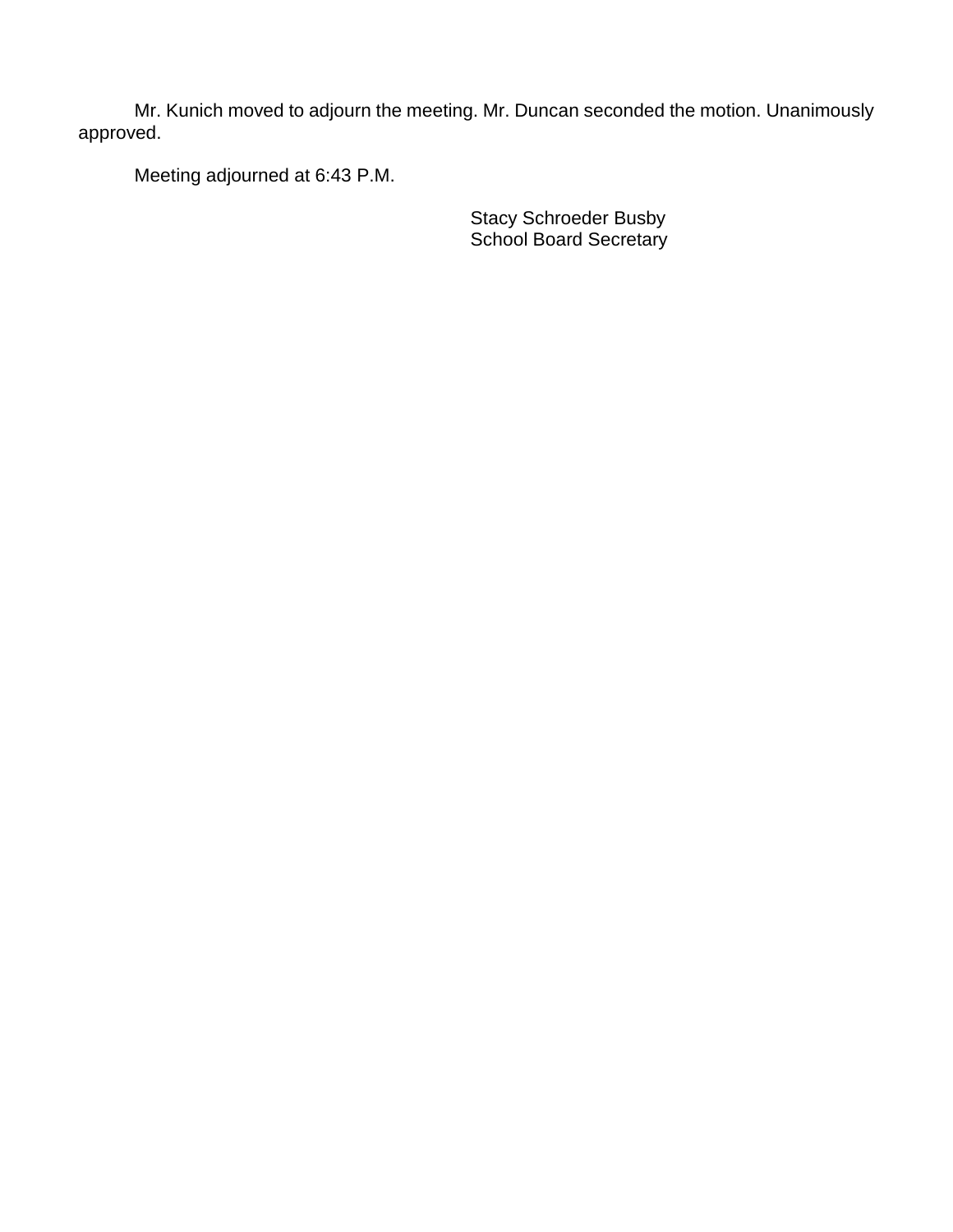Mr. Kunich moved to adjourn the meeting. Mr. Duncan seconded the motion. Unanimously approved.

Meeting adjourned at 6:43 P.M.

Stacy Schroeder Busby  
School Board Secretary